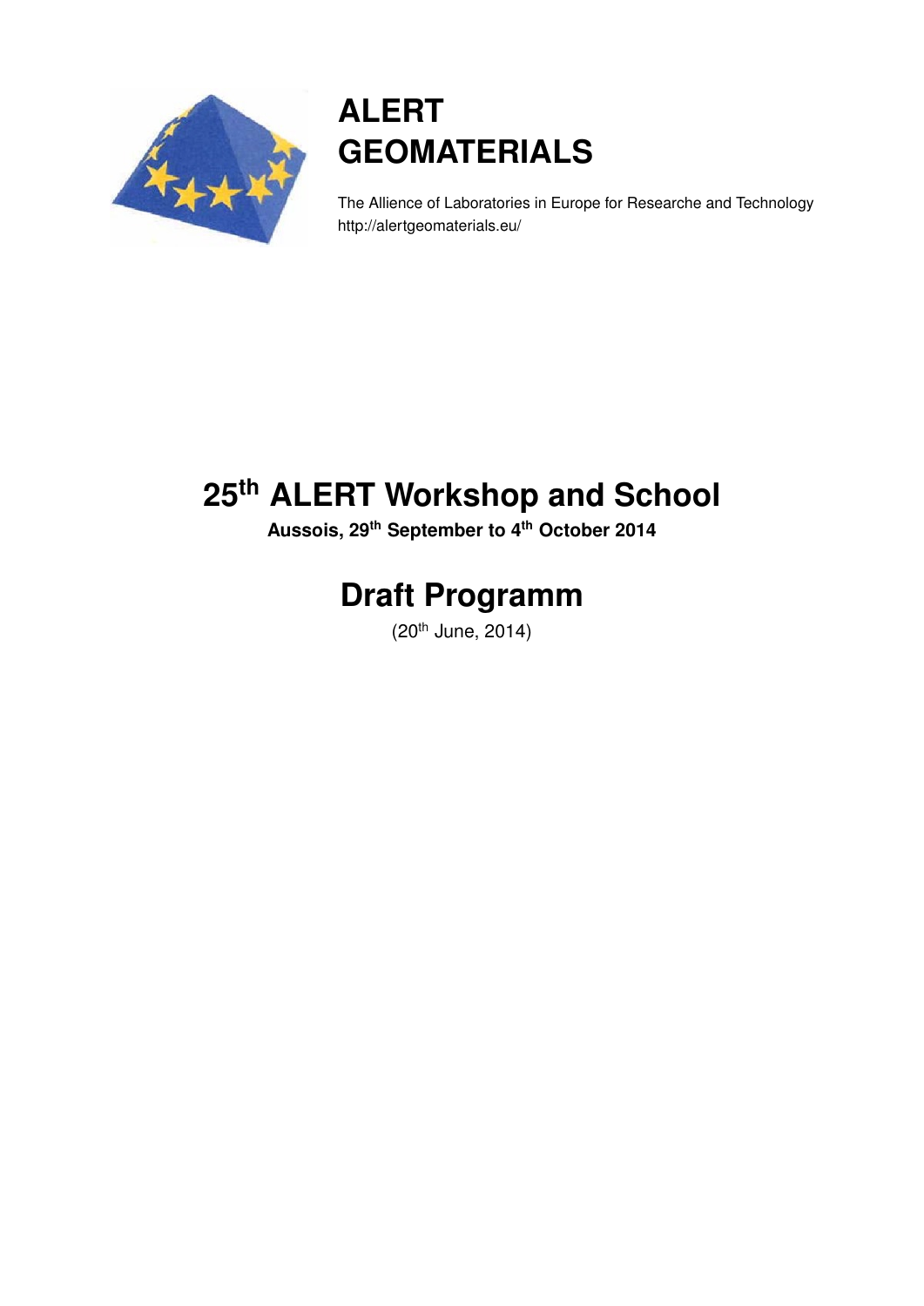# ALERT GEOMATERIALS

The Allience of Laboratories in Europe for Researche and Technology
http://alertgeomaterials.eu/

# 25th ALERT Workshop and School

**Aussois, 29th September to 4th October 2014**

# Draft Programm

(20th June, 2014)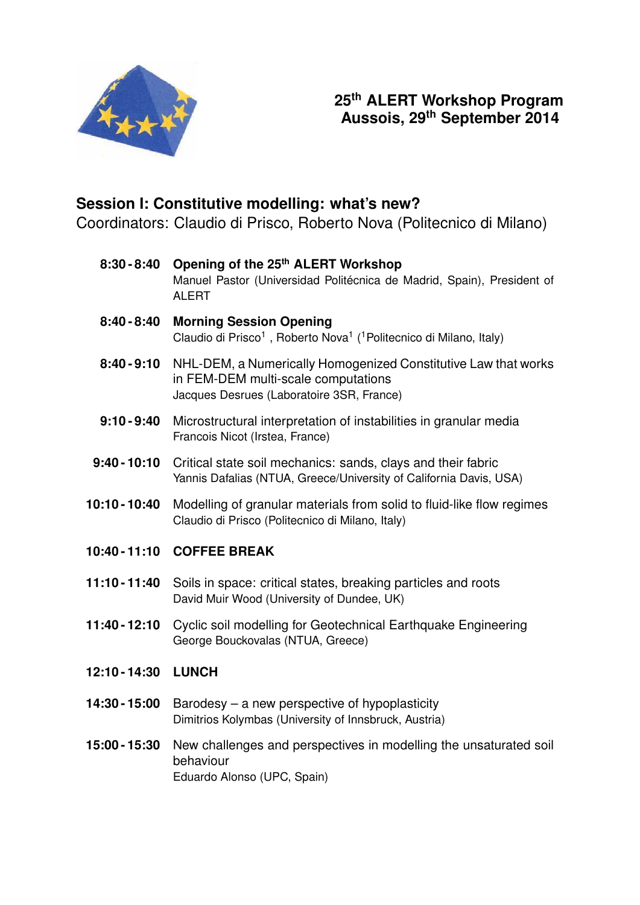# 25th ALERT Workshop Program
# Aussois, 29th September 2014

## Session I: Constitutive modelling: what's new?

Coordinators: Claudio di Prisco, Roberto Nova (Politecnico di Milano)

**8:30 - 8:40** **Opening of the 25th ALERT Workshop**
Manuel Pastor (Universidad Politécnica de Madrid, Spain), President of ALERT

**8:40 - 8:40** **Morning Session Opening**
Claudio di Prisco[1], Roberto Nova[1] ([1]Politecnico di Milano, Italy)

**8:40 - 9:10** NHL-DEM, a Numerically Homogenized Constitutive Law that works in FEM-DEM multi-scale computations
Jacques Desrues (Laboratoire 3SR, France)

**9:10 - 9:40** Microstructural interpretation of instabilities in granular media
Francois Nicot (Irstea, France)

**9:40 - 10:10** Critical state soil mechanics: sands, clays and their fabric
Yannis Dafalias (NTUA, Greece/University of California Davis, USA)

**10:10 - 10:40** Modelling of granular materials from solid to fluid-like flow regimes
Claudio di Prisco (Politecnico di Milano, Italy)

**10:40 - 11:10** **COFFEE BREAK**

**11:10 - 11:40** Soils in space: critical states, breaking particles and roots
David Muir Wood (University of Dundee, UK)

**11:40 - 12:10** Cyclic soil modelling for Geotechnical Earthquake Engineering
George Bouckovalas (NTUA, Greece)

**12:10 - 14:30** **LUNCH**

**14:30 - 15:00** Barodesy – a new perspective of hypoplasticity
Dimitrios Kolymbas (University of Innsbruck, Austria)

**15:00 - 15:30** New challenges and perspectives in modelling the unsaturated soil behaviour
Eduardo Alonso (UPC, Spain)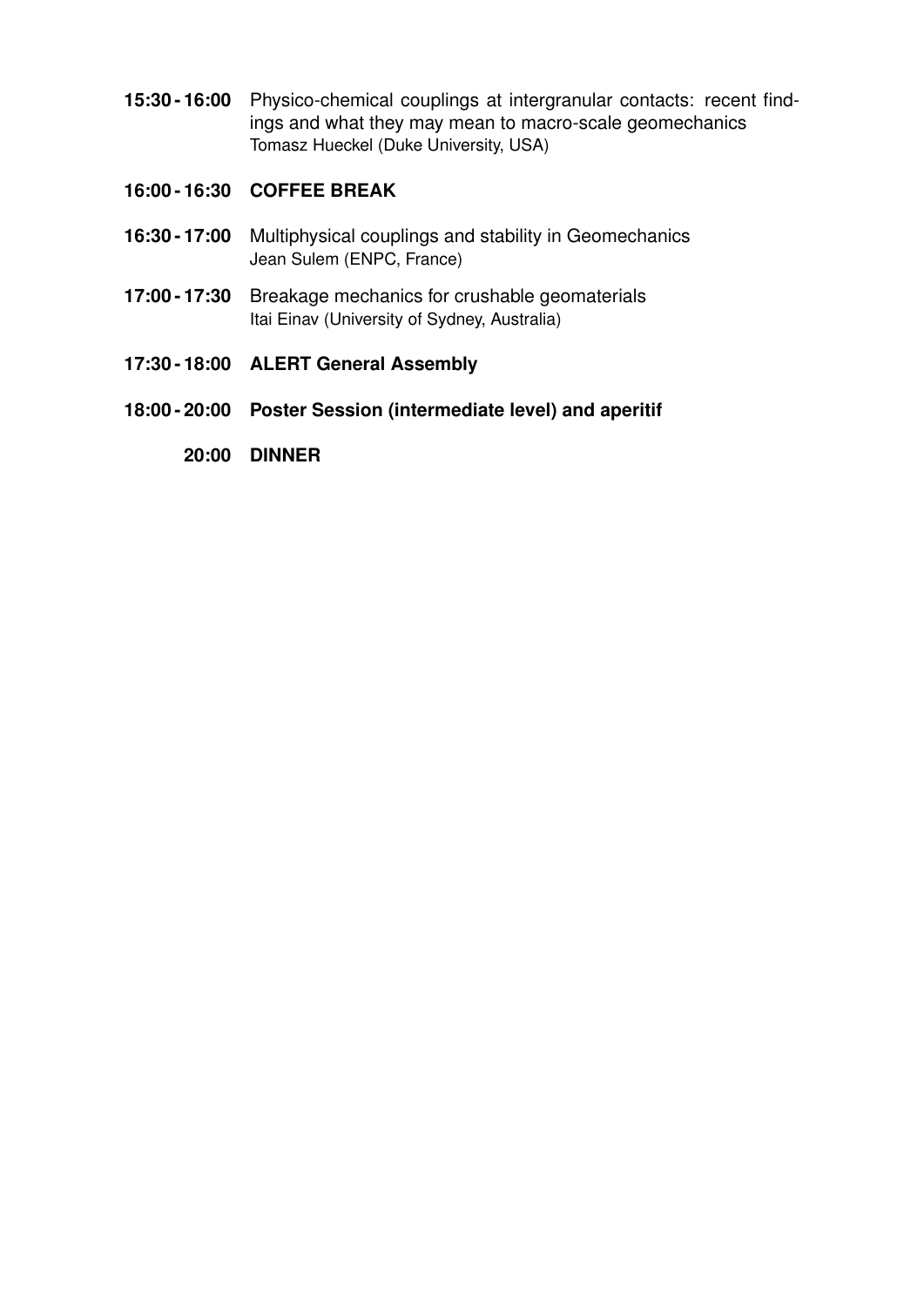**15:30 - 16:00** Physico-chemical couplings at intergranular contacts: recent findings and what they may mean to macro-scale geomechanics
Tomasz Hueckel (Duke University, USA)

**16:00 - 16:30** **COFFEE BREAK**

**16:30 - 17:00** Multiphysical couplings and stability in Geomechanics
Jean Sulem (ENPC, France)

**17:00 - 17:30** Breakage mechanics for crushable geomaterials
Itai Einav (University of Sydney, Australia)

**17:30 - 18:00** **ALERT General Assembly**

**18:00 - 20:00** **Poster Session (intermediate level) and aperitif**

**20:00** **DINNER**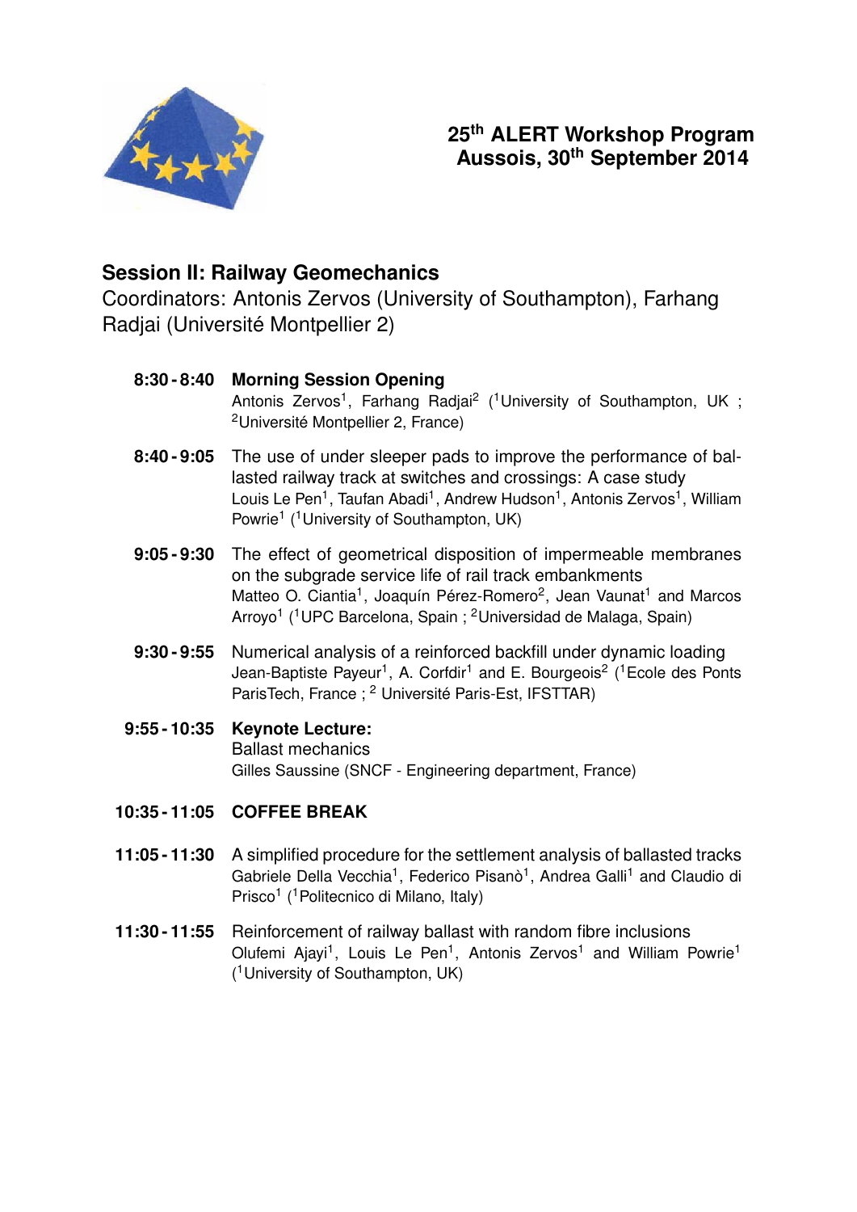## 25th ALERT Workshop Program
## Aussois, 30th September 2014

### Session II: Railway Geomechanics

Coordinators: Antonis Zervos (University of Southampton), Farhang Radjai (Université Montpellier 2)

**8:30 - 8:40** **Morning Session Opening**
Antonis Zervos[1], Farhang Radjai[2] ([1]University of Southampton, UK ; [2]Université Montpellier 2, France)

**8:40 - 9:05** The use of under sleeper pads to improve the performance of ballasted railway track at switches and crossings: A case study
Louis Le Pen[1], Taufan Abadi[1], Andrew Hudson[1], Antonis Zervos[1], William Powrie[1] ([1]University of Southampton, UK)

**9:05 - 9:30** The effect of geometrical disposition of impermeable membranes on the subgrade service life of rail track embankments
Matteo O. Ciantia[1], Joaquín Pérez-Romero[2], Jean Vaunat[1] and Marcos Arroyo[1] ([1]UPC Barcelona, Spain ; [2]Universidad de Malaga, Spain)

**9:30 - 9:55** Numerical analysis of a reinforced backfill under dynamic loading
Jean-Baptiste Payeur[1], A. Corfdir[1] and E. Bourgeois[2] ([1]Ecole des Ponts ParisTech, France ; [2] Université Paris-Est, IFSTTAR)

**9:55 - 10:35** **Keynote Lecture:**
Ballast mechanics
Gilles Saussine (SNCF - Engineering department, France)

**10:35 - 11:05** **COFFEE BREAK**

**11:05 - 11:30** A simplified procedure for the settlement analysis of ballasted tracks
Gabriele Della Vecchia[1], Federico Pisanò[1], Andrea Galli[1] and Claudio di Prisco[1] ([1]Politecnico di Milano, Italy)

**11:30 - 11:55** Reinforcement of railway ballast with random fibre inclusions
Olufemi Ajayi[1], Louis Le Pen[1], Antonis Zervos[1] and William Powrie[1] ([1]University of Southampton, UK)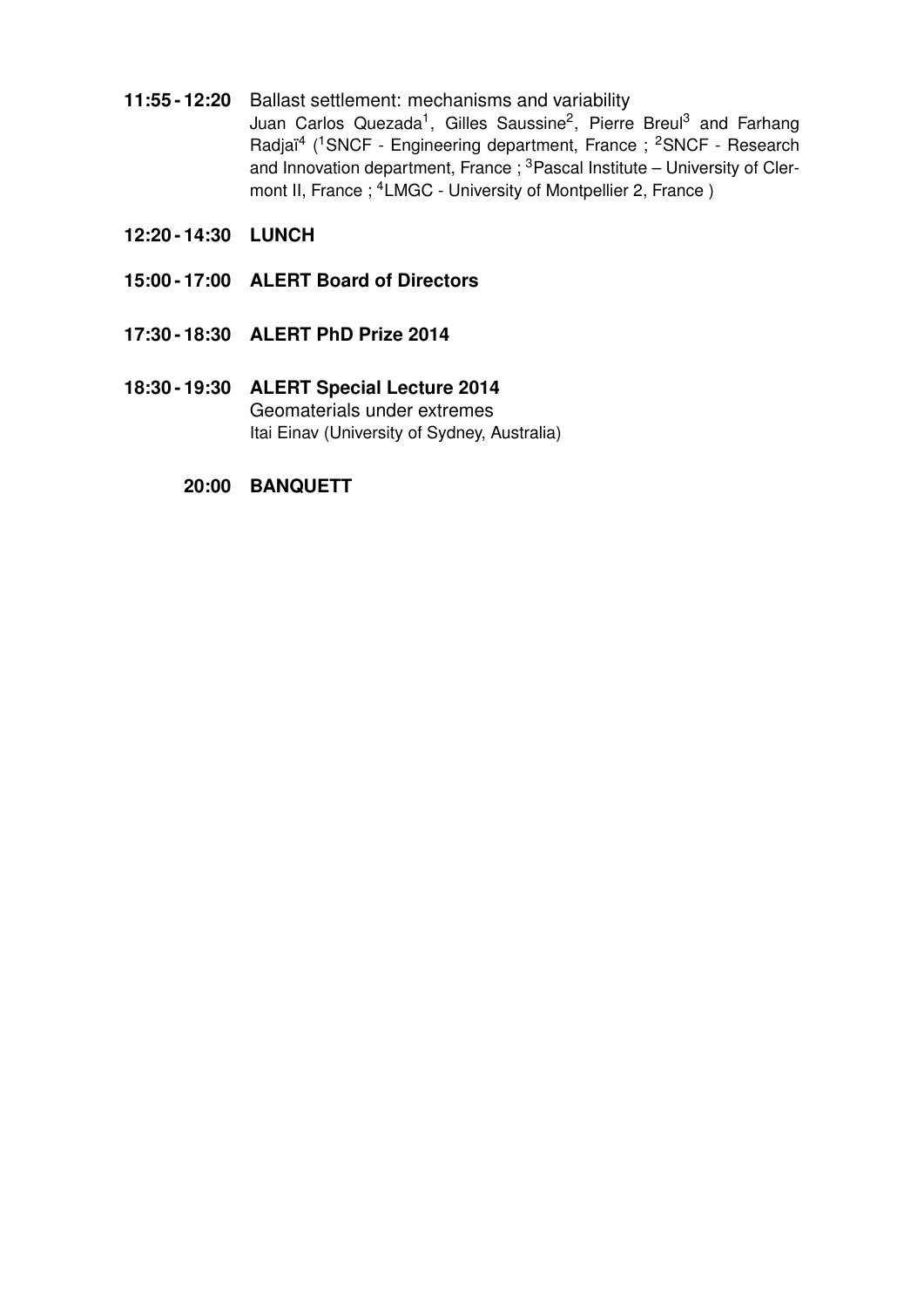**11:55 - 12:20** Ballast settlement: mechanisms and variability
Juan Carlos Quezada[1], Gilles Saussine[2], Pierre Breul[3] and Farhang Radjaï[4] ([1]SNCF - Engineering department, France ; [2]SNCF - Research and Innovation department, France ; [3]Pascal Institute – University of Clermont II, France ; [4]LMGC - University of Montpellier 2, France )

**12:20 - 14:30 LUNCH**

**15:00 - 17:00 ALERT Board of Directors**

**17:30 - 18:30 ALERT PhD Prize 2014**

**18:30 - 19:30 ALERT Special Lecture 2014**
Geomaterials under extremes
Itai Einav (University of Sydney, Australia)

**20:00 BANQUETT**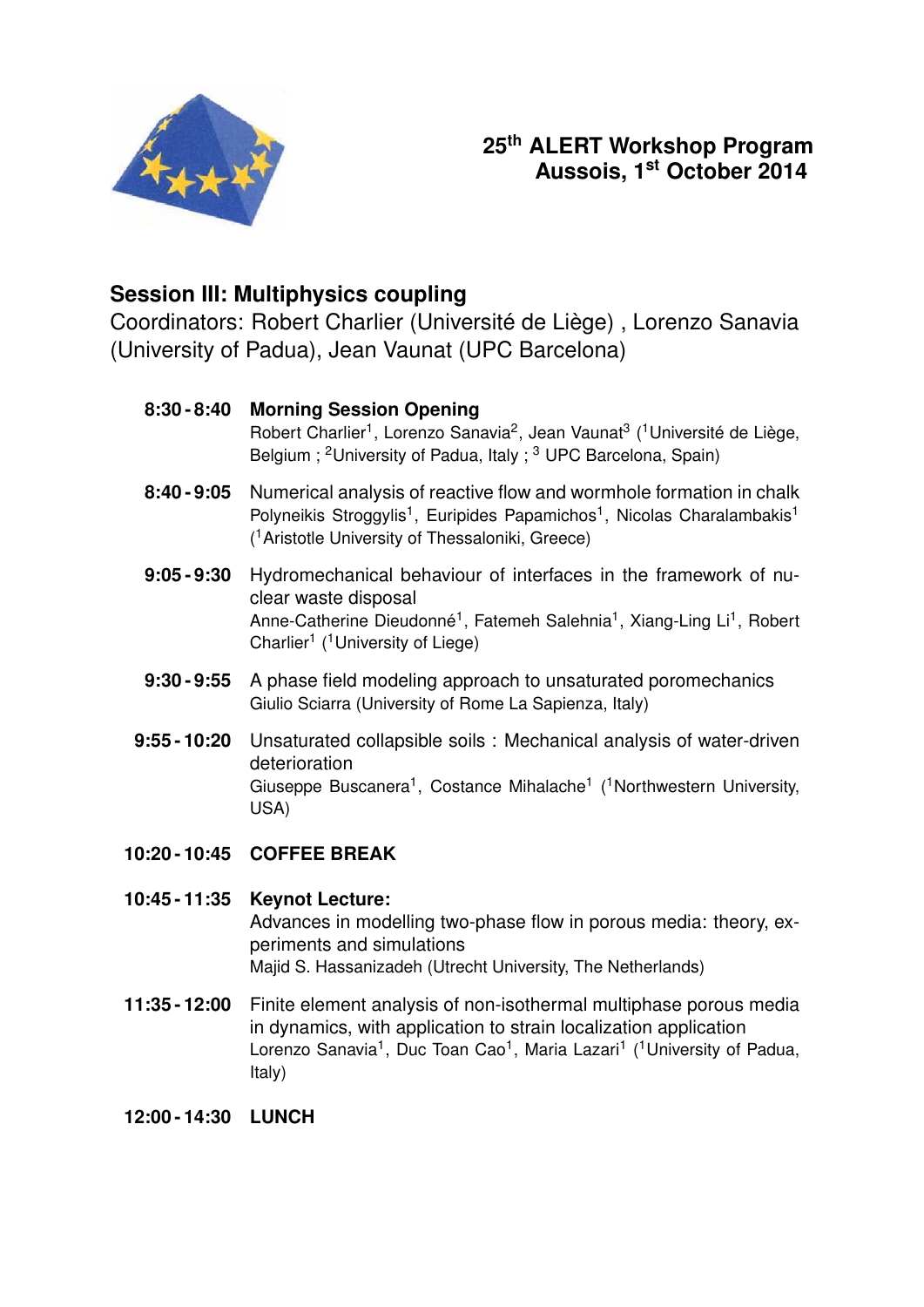# 25th ALERT Workshop Program
## Aussois, 1st October 2014

## Session III: Multiphysics coupling

Coordinators: Robert Charlier (Université de Liège) , Lorenzo Sanavia (University of Padua), Jean Vaunat (UPC Barcelona)

**8:30 - 8:40** **Morning Session Opening**
Robert Charlier[1], Lorenzo Sanavia[2], Jean Vaunat[3] ([1]Université de Liège, Belgium ; [2]University of Padua, Italy ; [3] UPC Barcelona, Spain)

**8:40 - 9:05** Numerical analysis of reactive flow and wormhole formation in chalk
Polyneikis Stroggylis[1], Euripides Papamichos[1], Nicolas Charalambakis[1] ([1]Aristotle University of Thessaloniki, Greece)

**9:05 - 9:30** Hydromechanical behaviour of interfaces in the framework of nuclear waste disposal
Anne-Catherine Dieudonné[1], Fatemeh Salehnia[1], Xiang-Ling Li[1], Robert Charlier[1] ([1]University of Liege)

**9:30 - 9:55** A phase field modeling approach to unsaturated poromechanics
Giulio Sciarra (University of Rome La Sapienza, Italy)

**9:55 - 10:20** Unsaturated collapsible soils : Mechanical analysis of water-driven deterioration
Giuseppe Buscanera[1], Costance Mihalache[1] ([1]Northwestern University, USA)

**10:20 - 10:45** **COFFEE BREAK**

**10:45 - 11:35** **Keynot Lecture:**
Advances in modelling two-phase flow in porous media: theory, experiments and simulations
Majid S. Hassanizadeh (Utrecht University, The Netherlands)

**11:35 - 12:00** Finite element analysis of non-isothermal multiphase porous media in dynamics, with application to strain localization application
Lorenzo Sanavia[1], Duc Toan Cao[1], Maria Lazari[1] ([1]University of Padua, Italy)

**12:00 - 14:30** **LUNCH**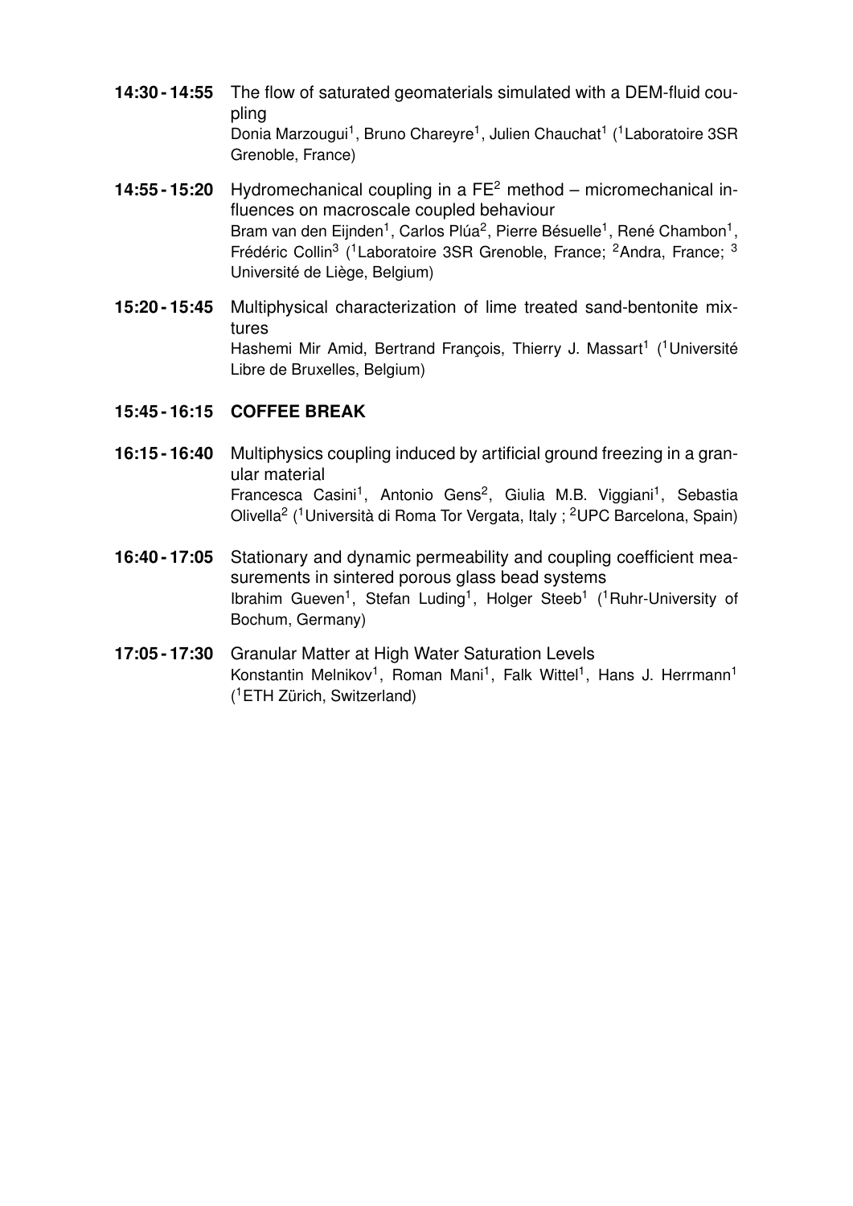**14:30 - 14:55** The flow of saturated geomaterials simulated with a DEM-fluid coupling
Donia Marzougui[1], Bruno Chareyre[1], Julien Chauchat[1] ([1]Laboratoire 3SR Grenoble, France)

**14:55 - 15:20** Hydromechanical coupling in a FE$^2$ method – micromechanical influences on macroscale coupled behaviour
Bram van den Eijnden[1], Carlos Plúa[2], Pierre Bésuelle[1], René Chambon[1], Frédéric Collin[3] ([1]Laboratoire 3SR Grenoble, France; [2]Andra, France; [3] Université de Liège, Belgium)

**15:20 - 15:45** Multiphysical characterization of lime treated sand-bentonite mixtures
Hashemi Mir Amid, Bertrand François, Thierry J. Massart[1] ([1]Université Libre de Bruxelles, Belgium)

**15:45 - 16:15** **COFFEE BREAK**

**16:15 - 16:40** Multiphysics coupling induced by artificial ground freezing in a granular material
Francesca Casini[1], Antonio Gens[2], Giulia M.B. Viggiani[1], Sebastia Olivella[2] ([1]Università di Roma Tor Vergata, Italy ; [2]UPC Barcelona, Spain)

**16:40 - 17:05** Stationary and dynamic permeability and coupling coefficient measurements in sintered porous glass bead systems
Ibrahim Gueven[1], Stefan Luding[1], Holger Steeb[1] ([1]Ruhr-University of Bochum, Germany)

**17:05 - 17:30** Granular Matter at High Water Saturation Levels
Konstantin Melnikov[1], Roman Mani[1], Falk Wittel[1], Hans J. Herrmann[1] ([1]ETH Zürich, Switzerland)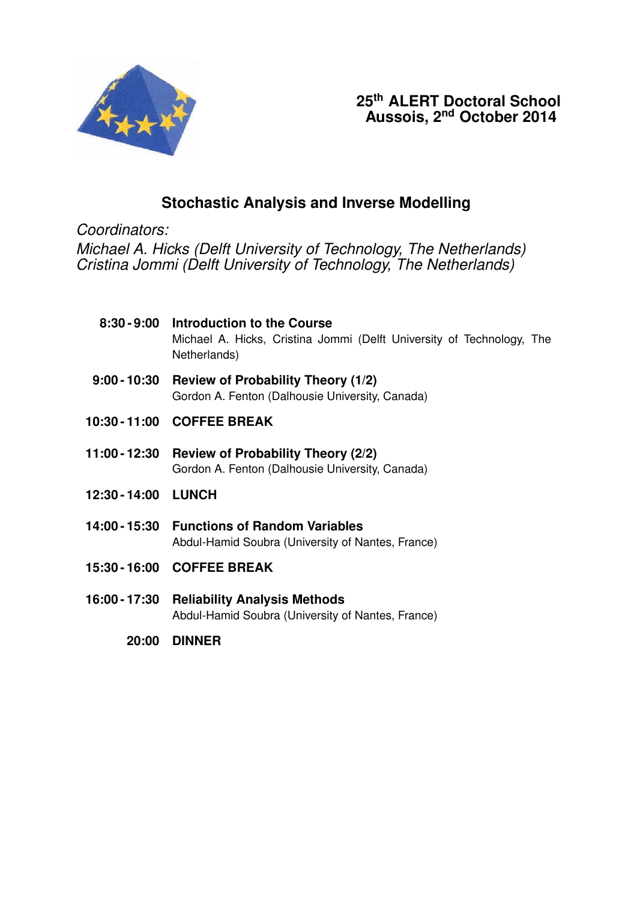**25th ALERT Doctoral School**
**Aussois, 2nd October 2014**

## Stochastic Analysis and Inverse Modelling

*Coordinators:*
*Michael A. Hicks (Delft University of Technology, The Netherlands)*
*Cristina Jommi (Delft University of Technology, The Netherlands)*

**8:30 - 9:00** **Introduction to the Course**
Michael A. Hicks, Cristina Jommi (Delft University of Technology, The Netherlands)

**9:00 - 10:30** **Review of Probability Theory (1/2)**
Gordon A. Fenton (Dalhousie University, Canada)

**10:30 - 11:00** **COFFEE BREAK**

**11:00 - 12:30** **Review of Probability Theory (2/2)**
Gordon A. Fenton (Dalhousie University, Canada)

**12:30 - 14:00** **LUNCH**

**14:00 - 15:30** **Functions of Random Variables**
Abdul-Hamid Soubra (University of Nantes, France)

**15:30 - 16:00** **COFFEE BREAK**

**16:00 - 17:30** **Reliability Analysis Methods**
Abdul-Hamid Soubra (University of Nantes, France)

**20:00** **DINNER**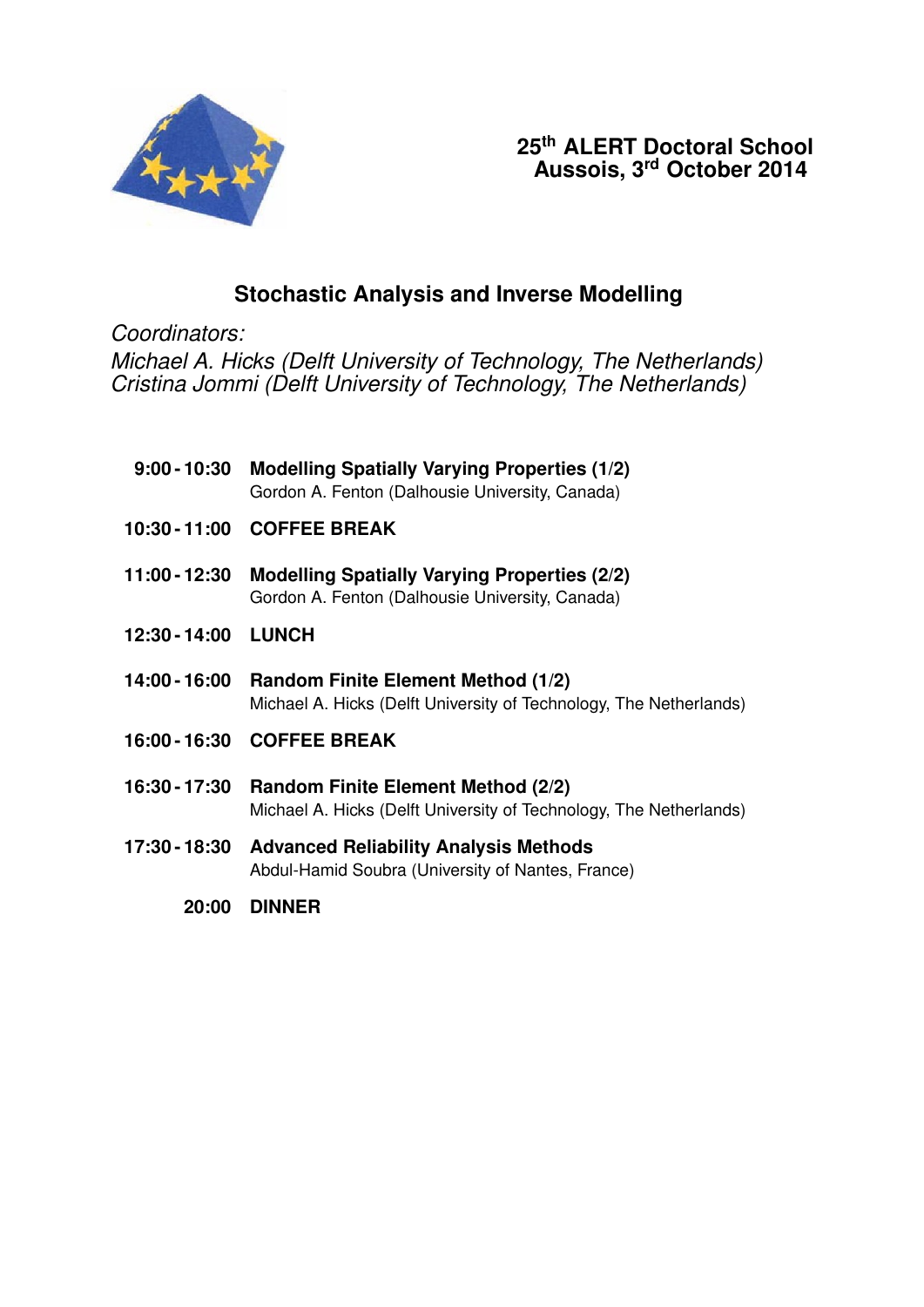**25th ALERT Doctoral School**
**Aussois, 3rd October 2014**

## Stochastic Analysis and Inverse Modelling

*Coordinators:*
*Michael A. Hicks (Delft University of Technology, The Netherlands)*
*Cristina Jommi (Delft University of Technology, The Netherlands)*

| | |
|---|---|
| **9:00 - 10:30** | **Modelling Spatially Varying Properties (1/2)**<br>Gordon A. Fenton (Dalhousie University, Canada) |
| **10:30 - 11:00** | **COFFEE BREAK** |
| **11:00 - 12:30** | **Modelling Spatially Varying Properties (2/2)**<br>Gordon A. Fenton (Dalhousie University, Canada) |
| **12:30 - 14:00** | **LUNCH** |
| **14:00 - 16:00** | **Random Finite Element Method (1/2)**<br>Michael A. Hicks (Delft University of Technology, The Netherlands) |
| **16:00 - 16:30** | **COFFEE BREAK** |
| **16:30 - 17:30** | **Random Finite Element Method (2/2)**<br>Michael A. Hicks (Delft University of Technology, The Netherlands) |
| **17:30 - 18:30** | **Advanced Reliability Analysis Methods**<br>Abdul-Hamid Soubra (University of Nantes, France) |
| **20:00** | **DINNER** |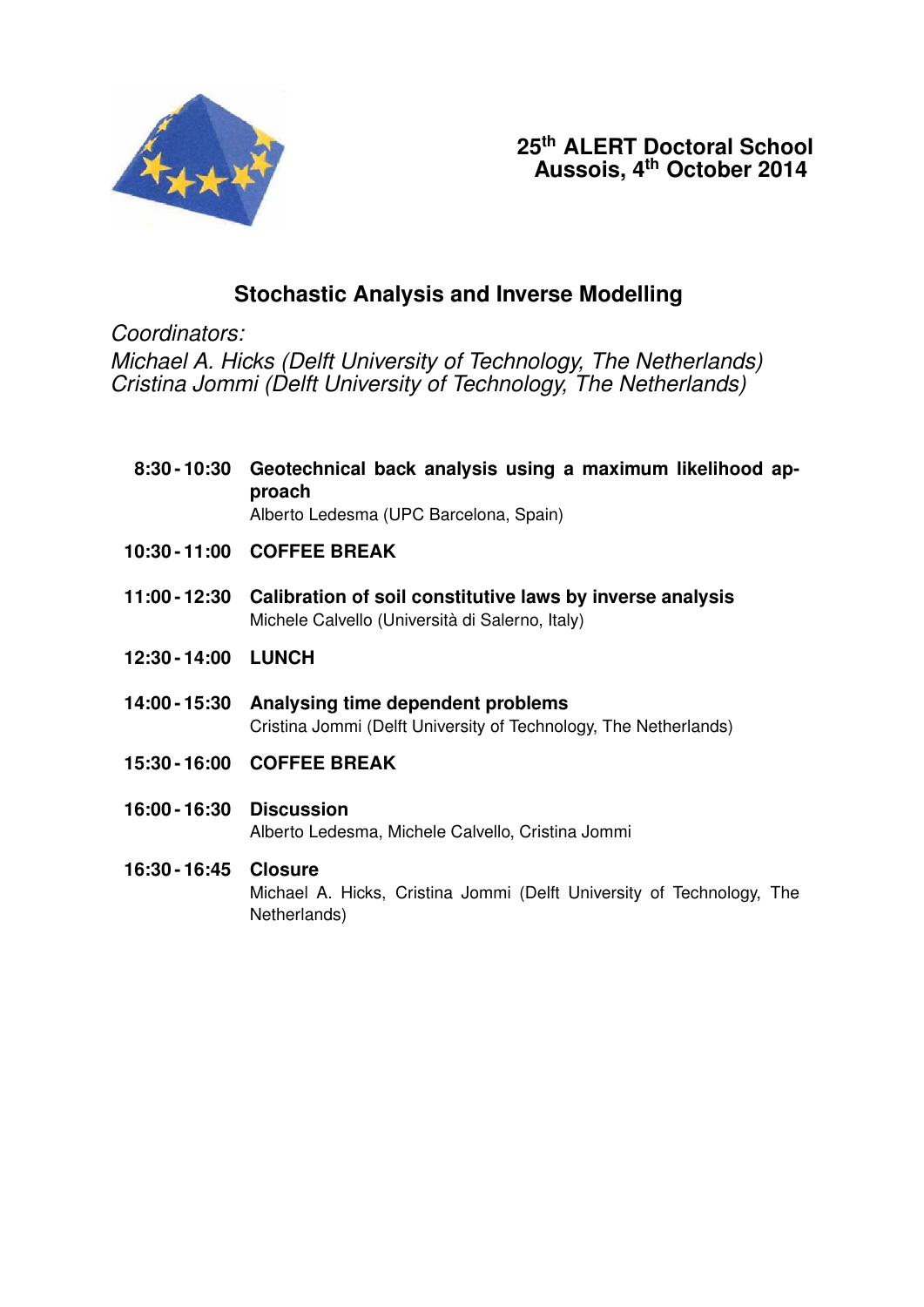**25th ALERT Doctoral School**
**Aussois, 4th October 2014**

## Stochastic Analysis and Inverse Modelling

*Coordinators:*
*Michael A. Hicks (Delft University of Technology, The Netherlands)*
*Cristina Jommi (Delft University of Technology, The Netherlands)*

**8:30 - 10:30** **Geotechnical back analysis using a maximum likelihood approach**
Alberto Ledesma (UPC Barcelona, Spain)

**10:30 - 11:00** **COFFEE BREAK**

**11:00 - 12:30** **Calibration of soil constitutive laws by inverse analysis**
Michele Calvello (Università di Salerno, Italy)

**12:30 - 14:00** **LUNCH**

**14:00 - 15:30** **Analysing time dependent problems**
Cristina Jommi (Delft University of Technology, The Netherlands)

**15:30 - 16:00** **COFFEE BREAK**

**16:00 - 16:30** **Discussion**
Alberto Ledesma, Michele Calvello, Cristina Jommi

**16:30 - 16:45** **Closure**
Michael A. Hicks, Cristina Jommi (Delft University of Technology, The Netherlands)